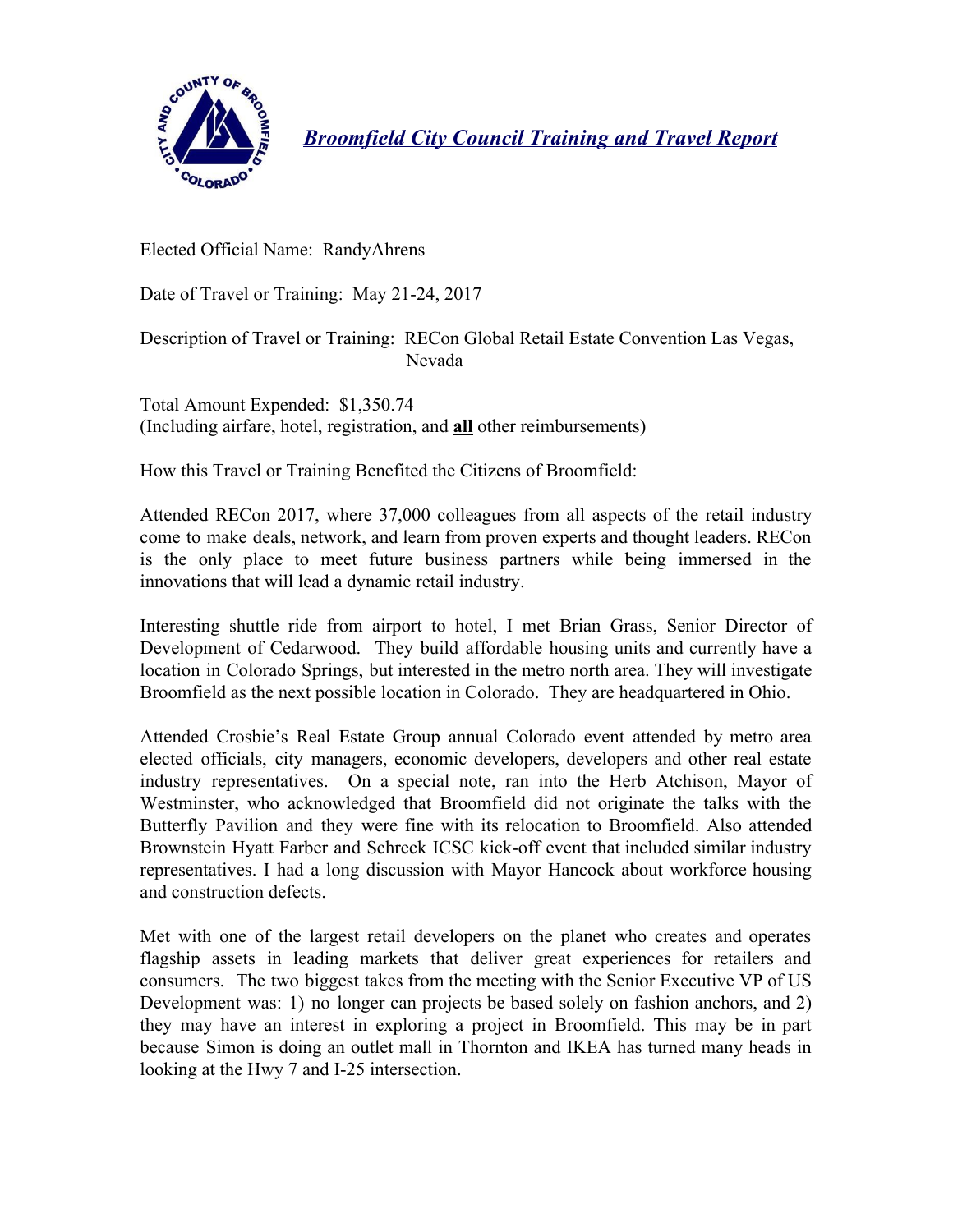# *Broomfield City Council Training and Travel Report*

Elected Official Name: RandyAhrens

Date of Travel or Training: May 21-24, 2017

Description of Travel or Training: RECon Global Retail Estate Convention Las Vegas, Nevada

Total Amount Expended: $1,350.74
(Including airfare, hotel, registration, and **all** other reimbursements)

How this Travel or Training Benefited the Citizens of Broomfield:

Attended RECon 2017, where 37,000 colleagues from all aspects of the retail industry come to make deals, network, and learn from proven experts and thought leaders. RECon is the only place to meet future business partners while being immersed in the innovations that will lead a dynamic retail industry.

Interesting shuttle ride from airport to hotel, I met Brian Grass, Senior Director of Development of Cedarwood. They build affordable housing units and currently have a location in Colorado Springs, but interested in the metro north area. They will investigate Broomfield as the next possible location in Colorado. They are headquartered in Ohio.

Attended Crosbie's Real Estate Group annual Colorado event attended by metro area elected officials, city managers, economic developers, developers and other real estate industry representatives. On a special note, ran into the Herb Atchison, Mayor of Westminster, who acknowledged that Broomfield did not originate the talks with the Butterfly Pavilion and they were fine with its relocation to Broomfield. Also attended Brownstein Hyatt Farber and Schreck ICSC kick-off event that included similar industry representatives. I had a long discussion with Mayor Hancock about workforce housing and construction defects.

Met with one of the largest retail developers on the planet who creates and operates flagship assets in leading markets that deliver great experiences for retailers and consumers. The two biggest takes from the meeting with the Senior Executive VP of US Development was: 1) no longer can projects be based solely on fashion anchors, and 2) they may have an interest in exploring a project in Broomfield. This may be in part because Simon is doing an outlet mall in Thornton and IKEA has turned many heads in looking at the Hwy 7 and I-25 intersection.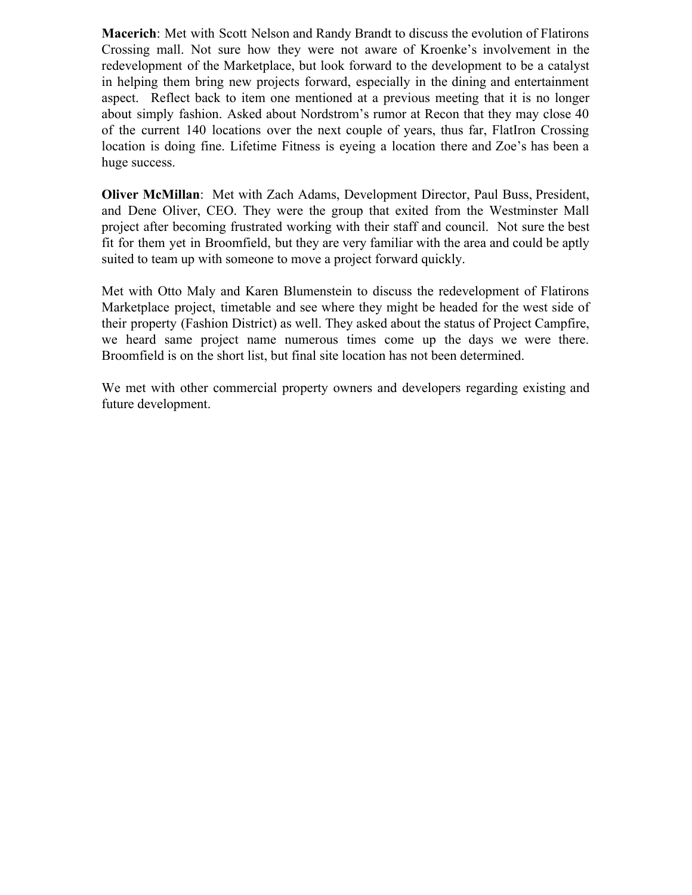**Macerich**: Met with Scott Nelson and Randy Brandt to discuss the evolution of Flatirons Crossing mall. Not sure how they were not aware of Kroenke's involvement in the redevelopment of the Marketplace, but look forward to the development to be a catalyst in helping them bring new projects forward, especially in the dining and entertainment aspect. Reflect back to item one mentioned at a previous meeting that it is no longer about simply fashion. Asked about Nordstrom's rumor at Recon that they may close 40 of the current 140 locations over the next couple of years, thus far, FlatIron Crossing location is doing fine. Lifetime Fitness is eyeing a location there and Zoe's has been a huge success.

**Oliver McMillan**: Met with Zach Adams, Development Director, Paul Buss, President, and Dene Oliver, CEO. They were the group that exited from the Westminster Mall project after becoming frustrated working with their staff and council. Not sure the best fit for them yet in Broomfield, but they are very familiar with the area and could be aptly suited to team up with someone to move a project forward quickly.

Met with Otto Maly and Karen Blumenstein to discuss the redevelopment of Flatirons Marketplace project, timetable and see where they might be headed for the west side of their property (Fashion District) as well. They asked about the status of Project Campfire, we heard same project name numerous times come up the days we were there. Broomfield is on the short list, but final site location has not been determined.

We met with other commercial property owners and developers regarding existing and future development.